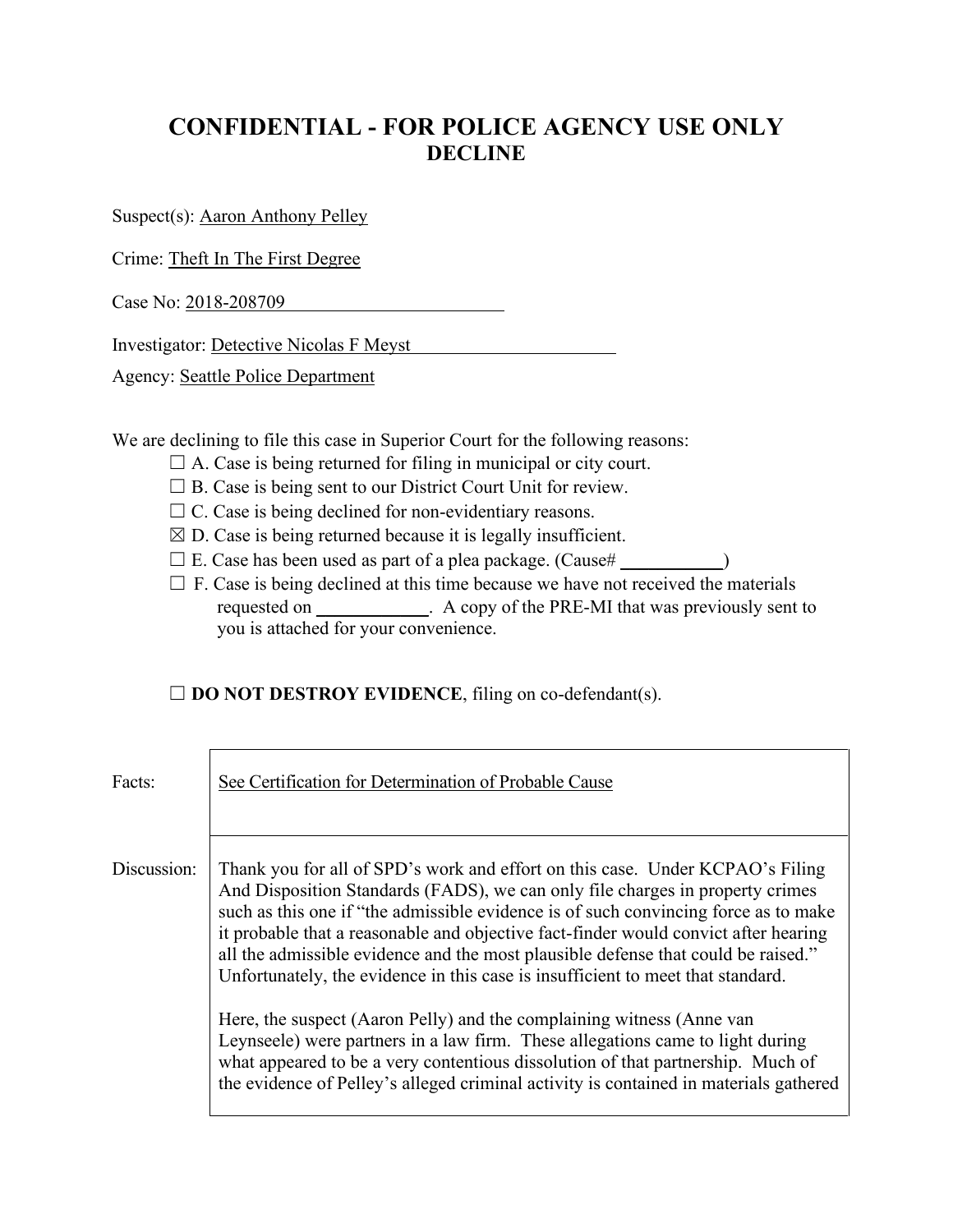# CONFIDENTIAL - FOR POLICE AGENCY USE ONLY

## DECLINE

Suspect(s): Aaron Anthony Pelley

Crime: Theft In The First Degree

Case No: 2018-208709

Investigator: Detective Nicolas F Meyst

Agency: Seattle Police Department

We are declining to file this case in Superior Court for the following reasons:

- ☐ A. Case is being returned for filing in municipal or city court.
- ☐ B. Case is being sent to our District Court Unit for review.
- ☐ C. Case is being declined for non-evidentiary reasons.
- ☒ D. Case is being returned because it is legally insufficient.
- ☐ E. Case has been used as part of a plea package. (Cause# \_\_\_\_\_\_\_\_\_\_)
- ☐ F. Case is being declined at this time because we have not received the materials requested on \_\_\_\_\_\_\_\_\_\_. A copy of the PRE-MI that was previously sent to you is attached for your convenience.

☐ **DO NOT DESTROY EVIDENCE**, filing on co-defendant(s).

| | |
|---|---|
| Facts: | See Certification for Determination of Probable Cause |
| Discussion: | Thank you for all of SPD's work and effort on this case. Under KCPAO's Filing And Disposition Standards (FADS), we can only file charges in property crimes such as this one if "the admissible evidence is of such convincing force as to make it probable that a reasonable and objective fact-finder would convict after hearing all the admissible evidence and the most plausible defense that could be raised." Unfortunately, the evidence in this case is insufficient to meet that standard.<br><br>Here, the suspect (Aaron Pelly) and the complaining witness (Anne van Leynseele) were partners in a law firm. These allegations came to light during what appeared to be a very contentious dissolution of that partnership. Much of the evidence of Pelley's alleged criminal activity is contained in materials gathered |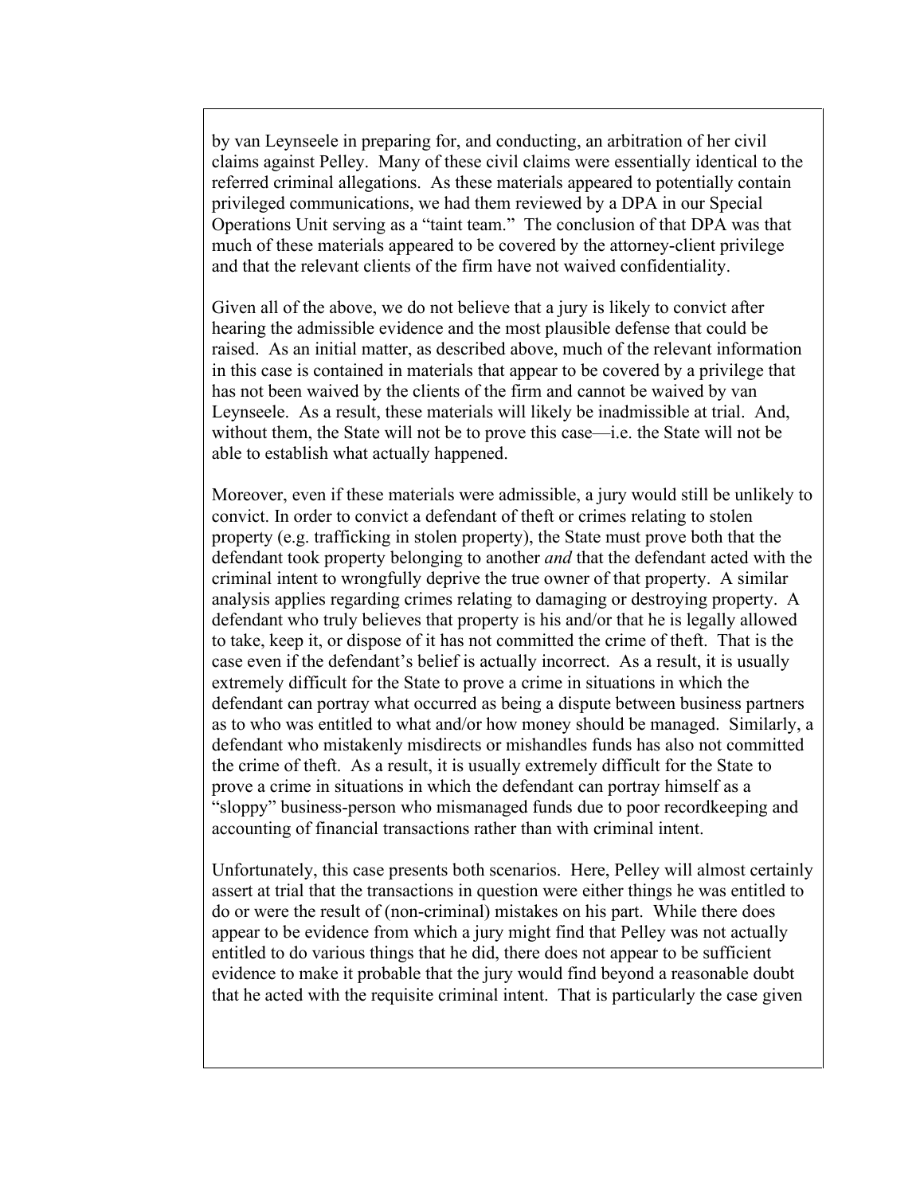by van Leynseele in preparing for, and conducting, an arbitration of her civil claims against Pelley. Many of these civil claims were essentially identical to the referred criminal allegations. As these materials appeared to potentially contain privileged communications, we had them reviewed by a DPA in our Special Operations Unit serving as a "taint team." The conclusion of that DPA was that much of these materials appeared to be covered by the attorney-client privilege and that the relevant clients of the firm have not waived confidentiality.

Given all of the above, we do not believe that a jury is likely to convict after hearing the admissible evidence and the most plausible defense that could be raised. As an initial matter, as described above, much of the relevant information in this case is contained in materials that appear to be covered by a privilege that has not been waived by the clients of the firm and cannot be waived by van Leynseele. As a result, these materials will likely be inadmissible at trial. And, without them, the State will not be to prove this case—i.e. the State will not be able to establish what actually happened.

Moreover, even if these materials were admissible, a jury would still be unlikely to convict. In order to convict a defendant of theft or crimes relating to stolen property (e.g. trafficking in stolen property), the State must prove both that the defendant took property belonging to another *and* that the defendant acted with the criminal intent to wrongfully deprive the true owner of that property. A similar analysis applies regarding crimes relating to damaging or destroying property. A defendant who truly believes that property is his and/or that he is legally allowed to take, keep it, or dispose of it has not committed the crime of theft. That is the case even if the defendant's belief is actually incorrect. As a result, it is usually extremely difficult for the State to prove a crime in situations in which the defendant can portray what occurred as being a dispute between business partners as to who was entitled to what and/or how money should be managed. Similarly, a defendant who mistakenly misdirects or mishandles funds has also not committed the crime of theft. As a result, it is usually extremely difficult for the State to prove a crime in situations in which the defendant can portray himself as a "sloppy" business-person who mismanaged funds due to poor recordkeeping and accounting of financial transactions rather than with criminal intent.

Unfortunately, this case presents both scenarios. Here, Pelley will almost certainly assert at trial that the transactions in question were either things he was entitled to do or were the result of (non-criminal) mistakes on his part. While there does appear to be evidence from which a jury might find that Pelley was not actually entitled to do various things that he did, there does not appear to be sufficient evidence to make it probable that the jury would find beyond a reasonable doubt that he acted with the requisite criminal intent. That is particularly the case given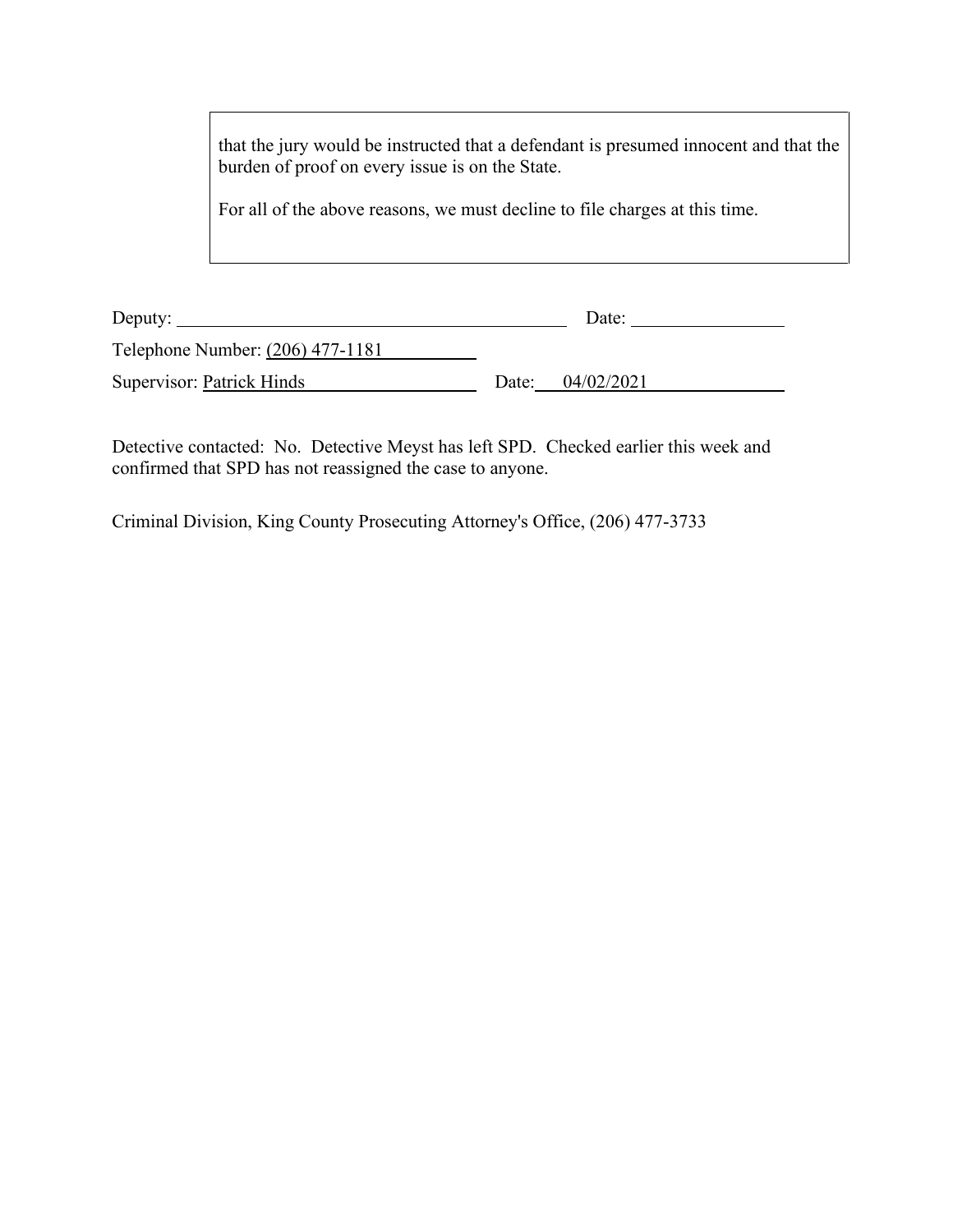that the jury would be instructed that a defendant is presumed innocent and that the burden of proof on every issue is on the State.

For all of the above reasons, we must decline to file charges at this time.

Deputy: ______________________________ Date: ______________

Telephone Number: (206) 477-1181

Supervisor: Patrick Hinds Date: 04/02/2021

Detective contacted: No. Detective Meyst has left SPD. Checked earlier this week and confirmed that SPD has not reassigned the case to anyone.

Criminal Division, King County Prosecuting Attorney's Office, (206) 477-3733